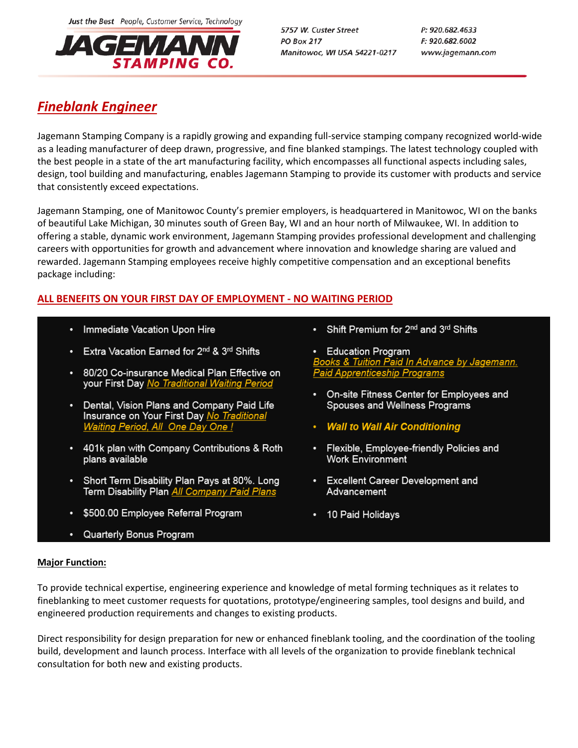Just the Best People, Customer Service, Technology

**JAGEMANN STAMPING CO.**

5757 W. Custer Street
PO Box 217
Manitowoc, WI USA 54221-0217

P: 920.682.4633
F: 920.682.6002
www.jagemann.com

# *Fineblank Engineer*

Jagemann Stamping Company is a rapidly growing and expanding full-service stamping company recognized world-wide as a leading manufacturer of deep drawn, progressive, and fine blanked stampings. The latest technology coupled with the best people in a state of the art manufacturing facility, which encompasses all functional aspects including sales, design, tool building and manufacturing, enables Jagemann Stamping to provide its customer with products and service that consistently exceed expectations.

Jagemann Stamping, one of Manitowoc County's premier employers, is headquartered in Manitowoc, WI on the banks of beautiful Lake Michigan, 30 minutes south of Green Bay, WI and an hour north of Milwaukee, WI. In addition to offering a stable, dynamic work environment, Jagemann Stamping provides professional development and challenging careers with opportunities for growth and advancement where innovation and knowledge sharing are valued and rewarded. Jagemann Stamping employees receive highly competitive compensation and an exceptional benefits package including:

**ALL BENEFITS ON YOUR FIRST DAY OF EMPLOYMENT - NO WAITING PERIOD**

- Immediate Vacation Upon Hire
- Extra Vacation Earned for 2nd & 3rd Shifts
- 80/20 Co-insurance Medical Plan Effective on your First Day *No Traditional Waiting Period*
- Dental, Vision Plans and Company Paid Life Insurance on Your First Day *No Traditional Waiting Period, All One Day One !*
- 401k plan with Company Contributions & Roth plans available
- Short Term Disability Plan Pays at 80%. Long Term Disability Plan *All Company Paid Plans*
- $500.00 Employee Referral Program
- Quarterly Bonus Program
- Shift Premium for 2nd and 3rd Shifts
- Education Program
  *Books & Tuition Paid In Advance by Jagemann.*
  *Paid Apprenticeship Programs*
- On-site Fitness Center for Employees and Spouses and Wellness Programs
- ***Wall to Wall Air Conditioning***
- Flexible, Employee-friendly Policies and Work Environment
- Excellent Career Development and Advancement
- 10 Paid Holidays

**Major Function:**

To provide technical expertise, engineering experience and knowledge of metal forming techniques as it relates to fineblanking to meet customer requests for quotations, prototype/engineering samples, tool designs and build, and engineered production requirements and changes to existing products.

Direct responsibility for design preparation for new or enhanced fineblank tooling, and the coordination of the tooling build, development and launch process. Interface with all levels of the organization to provide fineblank technical consultation for both new and existing products.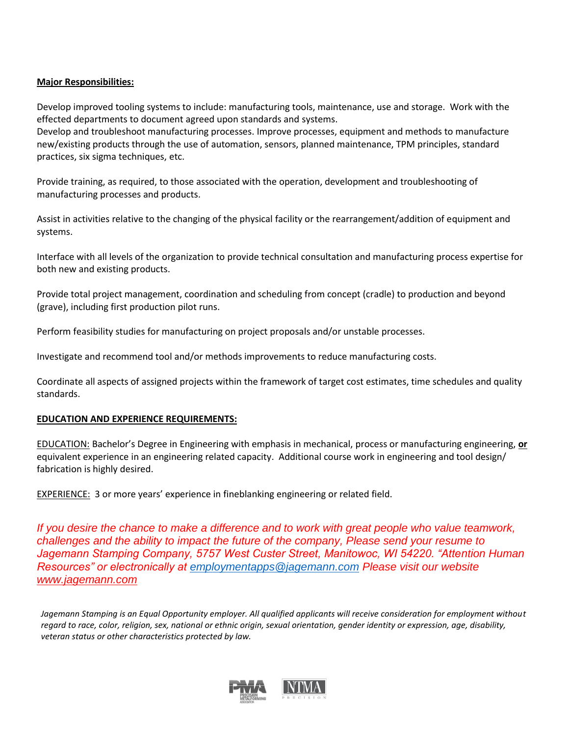**Major Responsibilities:**

Develop improved tooling systems to include: manufacturing tools, maintenance, use and storage. Work with the effected departments to document agreed upon standards and systems.
Develop and troubleshoot manufacturing processes. Improve processes, equipment and methods to manufacture new/existing products through the use of automation, sensors, planned maintenance, TPM principles, standard practices, six sigma techniques, etc.

Provide training, as required, to those associated with the operation, development and troubleshooting of manufacturing processes and products.

Assist in activities relative to the changing of the physical facility or the rearrangement/addition of equipment and systems.

Interface with all levels of the organization to provide technical consultation and manufacturing process expertise for both new and existing products.

Provide total project management, coordination and scheduling from concept (cradle) to production and beyond (grave), including first production pilot runs.

Perform feasibility studies for manufacturing on project proposals and/or unstable processes.

Investigate and recommend tool and/or methods improvements to reduce manufacturing costs.

Coordinate all aspects of assigned projects within the framework of target cost estimates, time schedules and quality standards.

**EDUCATION AND EXPERIENCE REQUIREMENTS:**

EDUCATION: Bachelor's Degree in Engineering with emphasis in mechanical, process or manufacturing engineering, **or** equivalent experience in an engineering related capacity. Additional course work in engineering and tool design/ fabrication is highly desired.

EXPERIENCE: 3 or more years' experience in fineblanking engineering or related field.

*If you desire the chance to make a difference and to work with great people who value teamwork, challenges and the ability to impact the future of the company, Please send your resume to Jagemann Stamping Company, 5757 West Custer Street, Manitowoc, WI 54220. "Attention Human Resources" or electronically at employmentapps@jagemann.com Please visit our website www.jagemann.com*

*Jagemann Stamping is an Equal Opportunity employer. All qualified applicants will receive consideration for employment without regard to race, color, religion, sex, national or ethnic origin, sexual orientation, gender identity or expression, age, disability, veteran status or other characteristics protected by law.*